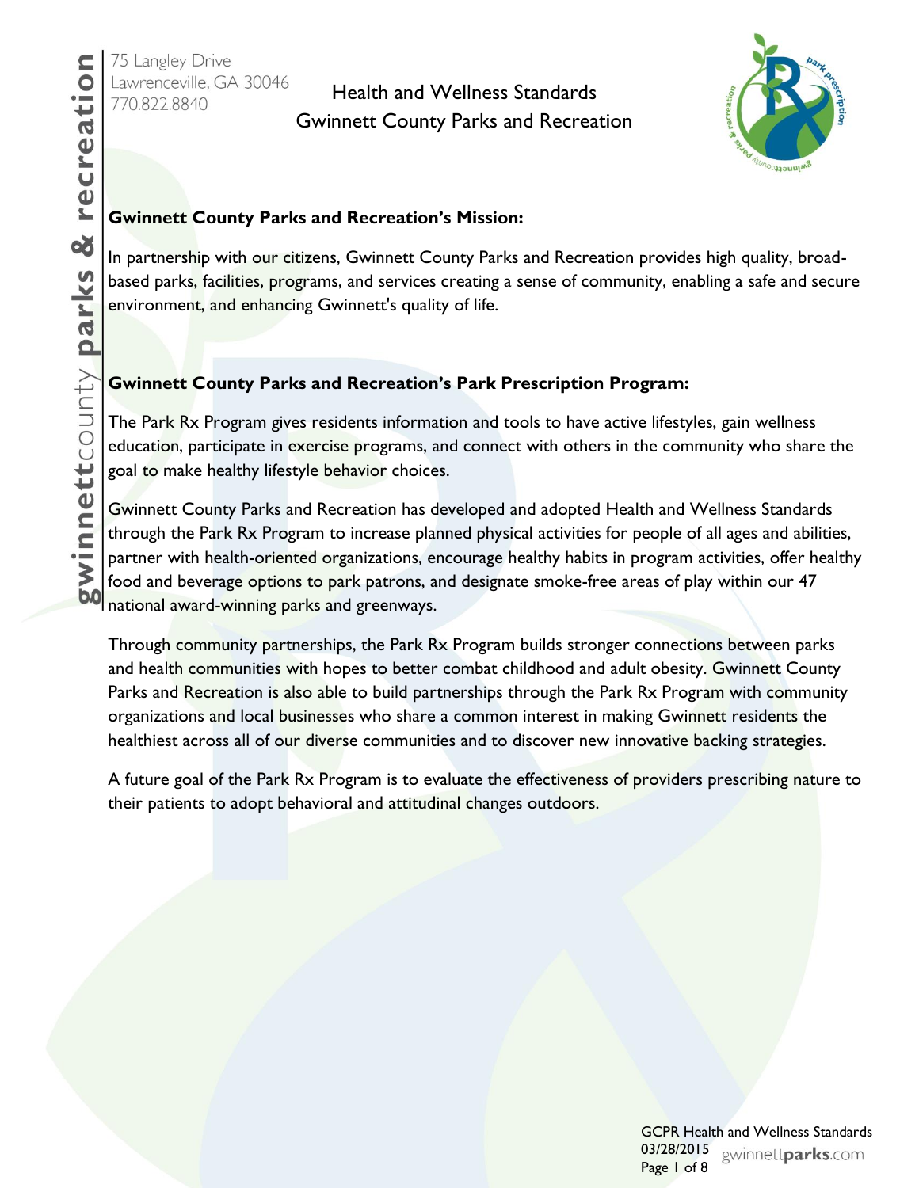75 Langley Drive
Lawrenceville, GA 30046
770.822.8840

# Health and Wellness Standards
# Gwinnett County Parks and Recreation

## Gwinnett County Parks and Recreation's Mission:

In partnership with our citizens, Gwinnett County Parks and Recreation provides high quality, broad-based parks, facilities, programs, and services creating a sense of community, enabling a safe and secure environment, and enhancing Gwinnett's quality of life.

## Gwinnett County Parks and Recreation's Park Prescription Program:

The Park Rx Program gives residents information and tools to have active lifestyles, gain wellness education, participate in exercise programs, and connect with others in the community who share the goal to make healthy lifestyle behavior choices.

Gwinnett County Parks and Recreation has developed and adopted Health and Wellness Standards through the Park Rx Program to increase planned physical activities for people of all ages and abilities, partner with health-oriented organizations, encourage healthy habits in program activities, offer healthy food and beverage options to park patrons, and designate smoke-free areas of play within our 47 national award-winning parks and greenways.

Through community partnerships, the Park Rx Program builds stronger connections between parks and health communities with hopes to better combat childhood and adult obesity. Gwinnett County Parks and Recreation is also able to build partnerships through the Park Rx Program with community organizations and local businesses who share a common interest in making Gwinnett residents the healthiest across all of our diverse communities and to discover new innovative backing strategies.

A future goal of the Park Rx Program is to evaluate the effectiveness of providers prescribing nature to their patients to adopt behavioral and attitudinal changes outdoors.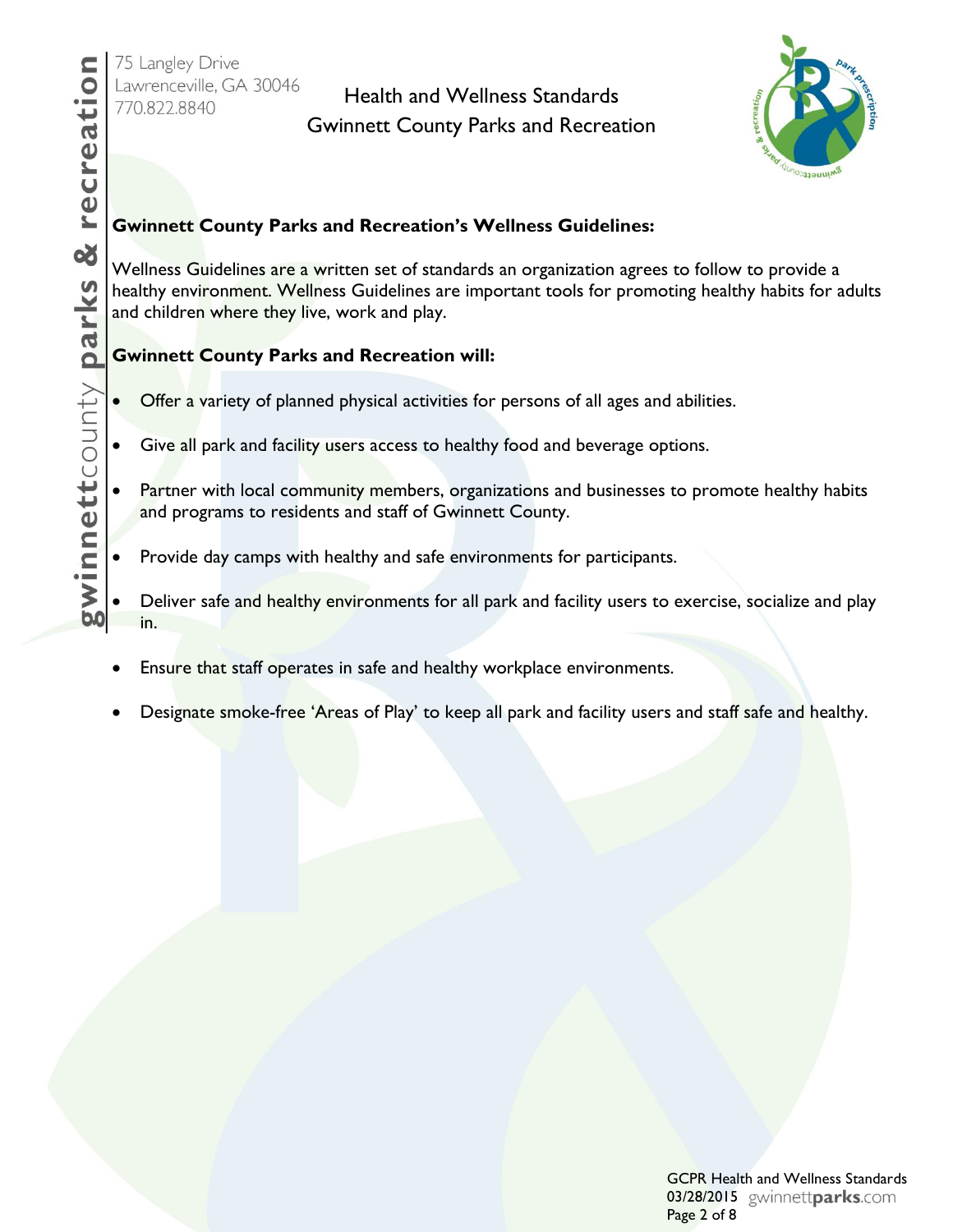75 Langley Drive
Lawrenceville, GA 30046
770.822.8840

Health and Wellness Standards
Gwinnett County Parks and Recreation

**Gwinnett County Parks and Recreation's Wellness Guidelines:**

Wellness Guidelines are a written set of standards an organization agrees to follow to provide a healthy environment. Wellness Guidelines are important tools for promoting healthy habits for adults and children where they live, work and play.

**Gwinnett County Parks and Recreation will:**

- Offer a variety of planned physical activities for persons of all ages and abilities.
- Give all park and facility users access to healthy food and beverage options.
- Partner with local community members, organizations and businesses to promote healthy habits and programs to residents and staff of Gwinnett County.
- Provide day camps with healthy and safe environments for participants.
- Deliver safe and healthy environments for all park and facility users to exercise, socialize and play in.
- Ensure that staff operates in safe and healthy workplace environments.
- Designate smoke-free 'Areas of Play' to keep all park and facility users and staff safe and healthy.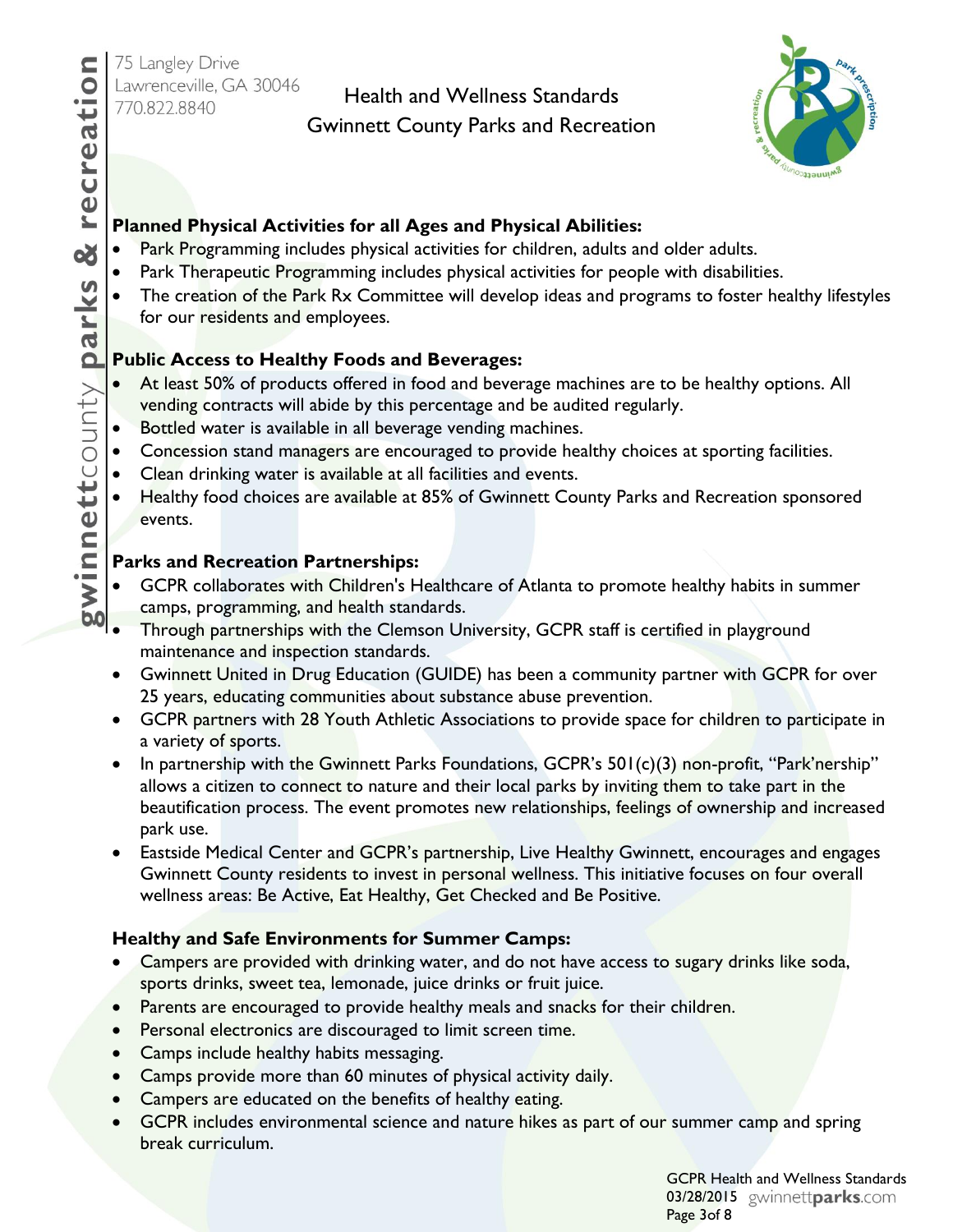75 Langley Drive
Lawrenceville, GA 30046
770.822.8840

# Health and Wellness Standards
# Gwinnett County Parks and Recreation

**Planned Physical Activities for all Ages and Physical Abilities:**

- Park Programming includes physical activities for children, adults and older adults.
- Park Therapeutic Programming includes physical activities for people with disabilities.
- The creation of the Park Rx Committee will develop ideas and programs to foster healthy lifestyles for our residents and employees.

**Public Access to Healthy Foods and Beverages:**

- At least 50% of products offered in food and beverage machines are to be healthy options. All vending contracts will abide by this percentage and be audited regularly.
- Bottled water is available in all beverage vending machines.
- Concession stand managers are encouraged to provide healthy choices at sporting facilities.
- Clean drinking water is available at all facilities and events.
- Healthy food choices are available at 85% of Gwinnett County Parks and Recreation sponsored events.

**Parks and Recreation Partnerships:**

- GCPR collaborates with Children's Healthcare of Atlanta to promote healthy habits in summer camps, programming, and health standards.
- Through partnerships with the Clemson University, GCPR staff is certified in playground maintenance and inspection standards.
- Gwinnett United in Drug Education (GUIDE) has been a community partner with GCPR for over 25 years, educating communities about substance abuse prevention.
- GCPR partners with 28 Youth Athletic Associations to provide space for children to participate in a variety of sports.
- In partnership with the Gwinnett Parks Foundations, GCPR's 501(c)(3) non-profit, "Park'nership" allows a citizen to connect to nature and their local parks by inviting them to take part in the beautification process. The event promotes new relationships, feelings of ownership and increased park use.
- Eastside Medical Center and GCPR's partnership, Live Healthy Gwinnett, encourages and engages Gwinnett County residents to invest in personal wellness. This initiative focuses on four overall wellness areas: Be Active, Eat Healthy, Get Checked and Be Positive.

**Healthy and Safe Environments for Summer Camps:**

- Campers are provided with drinking water, and do not have access to sugary drinks like soda, sports drinks, sweet tea, lemonade, juice drinks or fruit juice.
- Parents are encouraged to provide healthy meals and snacks for their children.
- Personal electronics are discouraged to limit screen time.
- Camps include healthy habits messaging.
- Camps provide more than 60 minutes of physical activity daily.
- Campers are educated on the benefits of healthy eating.
- GCPR includes environmental science and nature hikes as part of our summer camp and spring break curriculum.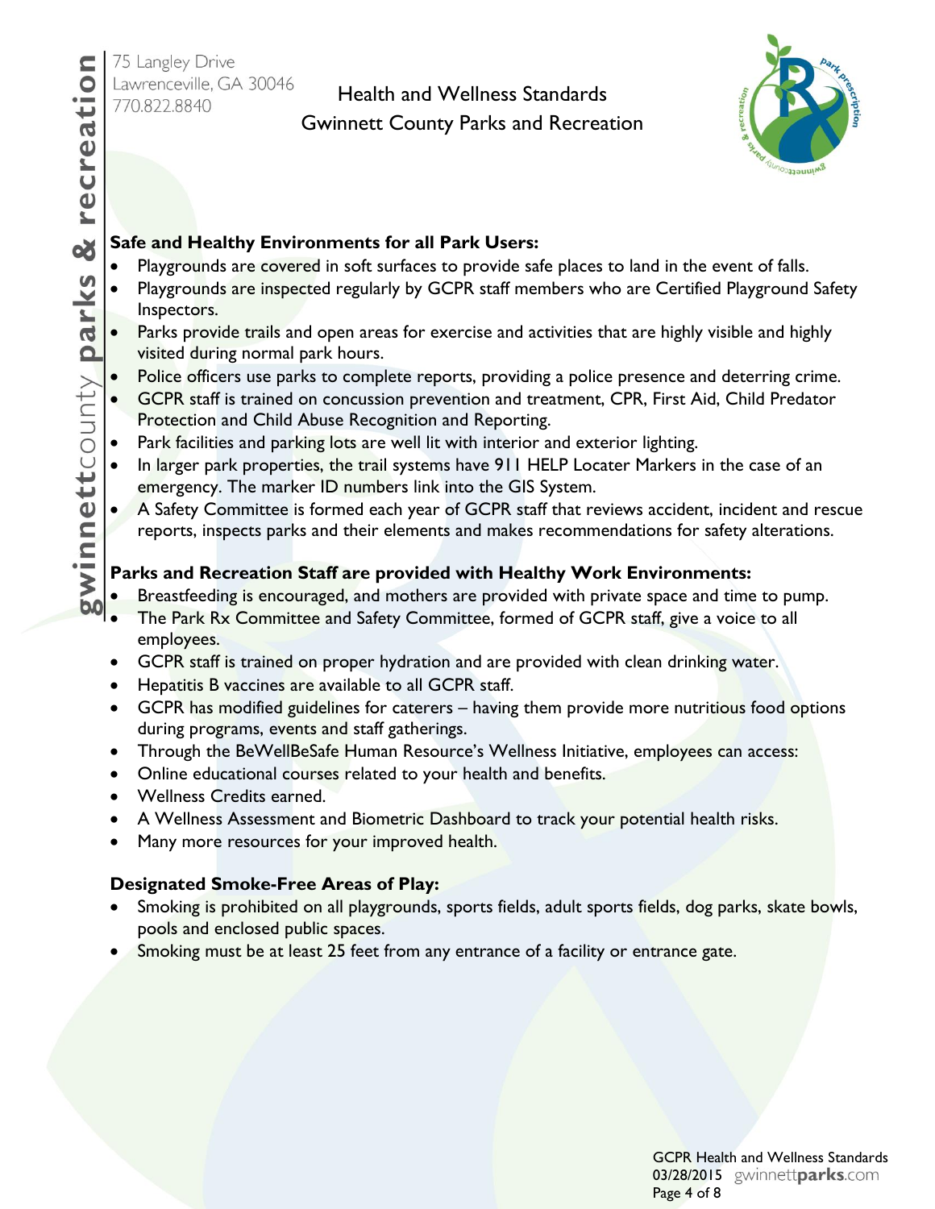## Safe and Healthy Environments for all Park Users:

- Playgrounds are covered in soft surfaces to provide safe places to land in the event of falls.
- Playgrounds are inspected regularly by GCPR staff members who are Certified Playground Safety Inspectors.
- Parks provide trails and open areas for exercise and activities that are highly visible and highly visited during normal park hours.
- Police officers use parks to complete reports, providing a police presence and deterring crime.
- GCPR staff is trained on concussion prevention and treatment, CPR, First Aid, Child Predator Protection and Child Abuse Recognition and Reporting.
- Park facilities and parking lots are well lit with interior and exterior lighting.
- In larger park properties, the trail systems have 911 HELP Locater Markers in the case of an emergency. The marker ID numbers link into the GIS System.
- A Safety Committee is formed each year of GCPR staff that reviews accident, incident and rescue reports, inspects parks and their elements and makes recommendations for safety alterations.

## Parks and Recreation Staff are provided with Healthy Work Environments:

- Breastfeeding is encouraged, and mothers are provided with private space and time to pump.
- The Park Rx Committee and Safety Committee, formed of GCPR staff, give a voice to all employees.
- GCPR staff is trained on proper hydration and are provided with clean drinking water.
- Hepatitis B vaccines are available to all GCPR staff.
- GCPR has modified guidelines for caterers – having them provide more nutritious food options during programs, events and staff gatherings.
- Through the BeWellBeSafe Human Resource's Wellness Initiative, employees can access:
- Online educational courses related to your health and benefits.
- Wellness Credits earned.
- A Wellness Assessment and Biometric Dashboard to track your potential health risks.
- Many more resources for your improved health.

## Designated Smoke-Free Areas of Play:

- Smoking is prohibited on all playgrounds, sports fields, adult sports fields, dog parks, skate bowls, pools and enclosed public spaces.
- Smoking must be at least 25 feet from any entrance of a facility or entrance gate.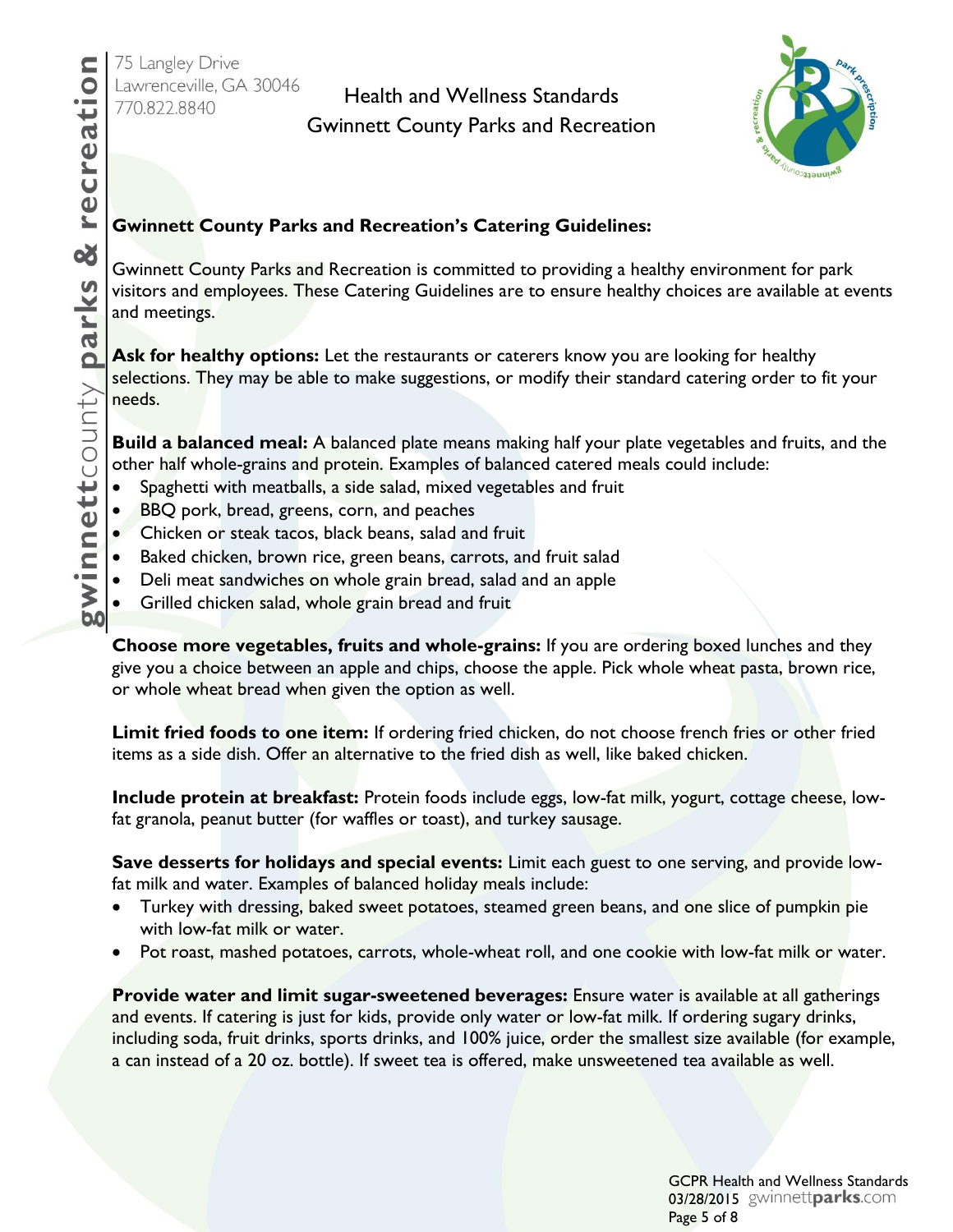## Gwinnett County Parks and Recreation's Catering Guidelines:

Gwinnett County Parks and Recreation is committed to providing a healthy environment for park visitors and employees. These Catering Guidelines are to ensure healthy choices are available at events and meetings.

**Ask for healthy options:** Let the restaurants or caterers know you are looking for healthy selections. They may be able to make suggestions, or modify their standard catering order to fit your needs.

**Build a balanced meal:** A balanced plate means making half your plate vegetables and fruits, and the other half whole-grains and protein. Examples of balanced catered meals could include:

- Spaghetti with meatballs, a side salad, mixed vegetables and fruit
- BBQ pork, bread, greens, corn, and peaches
- Chicken or steak tacos, black beans, salad and fruit
- Baked chicken, brown rice, green beans, carrots, and fruit salad
- Deli meat sandwiches on whole grain bread, salad and an apple
- Grilled chicken salad, whole grain bread and fruit

**Choose more vegetables, fruits and whole-grains:** If you are ordering boxed lunches and they give you a choice between an apple and chips, choose the apple. Pick whole wheat pasta, brown rice, or whole wheat bread when given the option as well.

**Limit fried foods to one item:** If ordering fried chicken, do not choose french fries or other fried items as a side dish. Offer an alternative to the fried dish as well, like baked chicken.

**Include protein at breakfast:** Protein foods include eggs, low-fat milk, yogurt, cottage cheese, low-fat granola, peanut butter (for waffles or toast), and turkey sausage.

**Save desserts for holidays and special events:** Limit each guest to one serving, and provide low-fat milk and water. Examples of balanced holiday meals include:

- Turkey with dressing, baked sweet potatoes, steamed green beans, and one slice of pumpkin pie with low-fat milk or water.
- Pot roast, mashed potatoes, carrots, whole-wheat roll, and one cookie with low-fat milk or water.

**Provide water and limit sugar-sweetened beverages:** Ensure water is available at all gatherings and events. If catering is just for kids, provide only water or low-fat milk. If ordering sugary drinks, including soda, fruit drinks, sports drinks, and 100% juice, order the smallest size available (for example, a can instead of a 20 oz. bottle). If sweet tea is offered, make unsweetened tea available as well.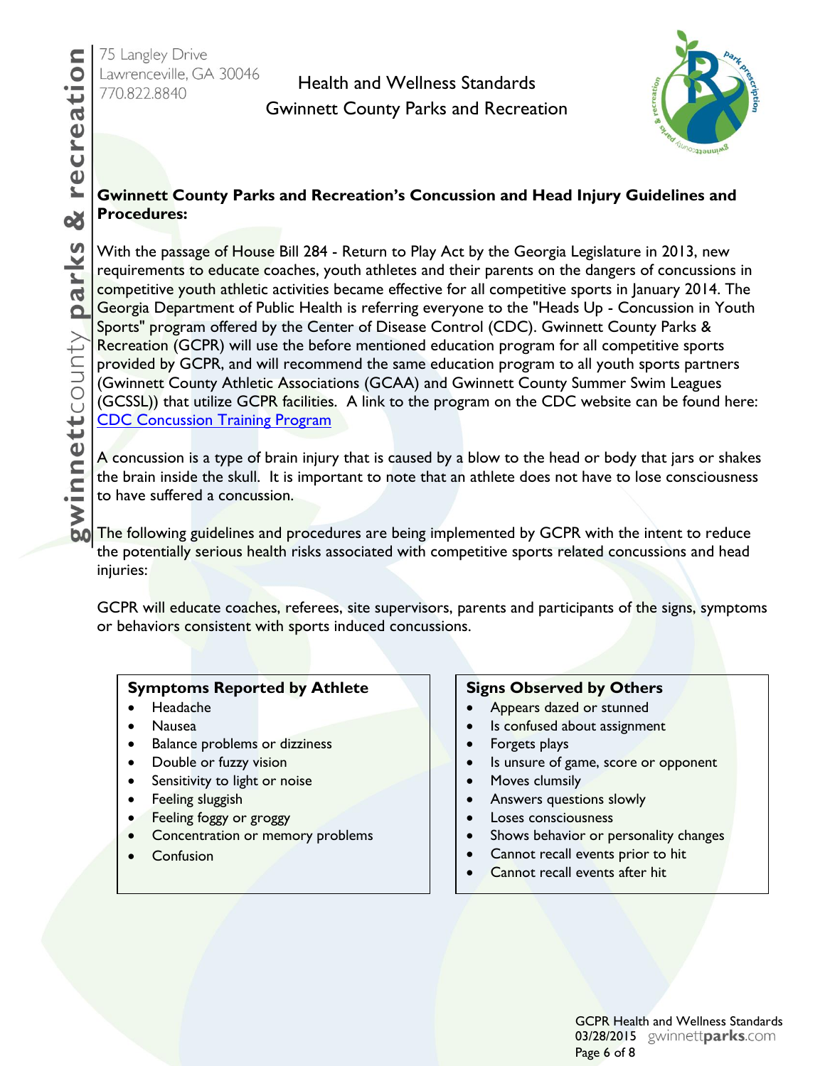75 Langley Drive
Lawrenceville, GA 30046
770.822.8840

Health and Wellness Standards
Gwinnett County Parks and Recreation

## Gwinnett County Parks and Recreation's Concussion and Head Injury Guidelines and Procedures:

With the passage of House Bill 284 - Return to Play Act by the Georgia Legislature in 2013, new requirements to educate coaches, youth athletes and their parents on the dangers of concussions in competitive youth athletic activities became effective for all competitive sports in January 2014. The Georgia Department of Public Health is referring everyone to the "Heads Up - Concussion in Youth Sports" program offered by the Center of Disease Control (CDC). Gwinnett County Parks & Recreation (GCPR) will use the before mentioned education program for all competitive sports provided by GCPR, and will recommend the same education program to all youth sports partners (Gwinnett County Athletic Associations (GCAA) and Gwinnett County Summer Swim Leagues (GCSSL)) that utilize GCPR facilities. A link to the program on the CDC website can be found here: CDC Concussion Training Program

A concussion is a type of brain injury that is caused by a blow to the head or body that jars or shakes the brain inside the skull. It is important to note that an athlete does not have to lose consciousness to have suffered a concussion.

The following guidelines and procedures are being implemented by GCPR with the intent to reduce the potentially serious health risks associated with competitive sports related concussions and head injuries:

GCPR will educate coaches, referees, site supervisors, parents and participants of the signs, symptoms or behaviors consistent with sports induced concussions.

**Symptoms Reported by Athlete**

- Headache
- Nausea
- Balance problems or dizziness
- Double or fuzzy vision
- Sensitivity to light or noise
- Feeling sluggish
- Feeling foggy or groggy
- Concentration or memory problems
- Confusion

**Signs Observed by Others**

- Appears dazed or stunned
- Is confused about assignment
- Forgets plays
- Is unsure of game, score or opponent
- Moves clumsily
- Answers questions slowly
- Loses consciousness
- Shows behavior or personality changes
- Cannot recall events prior to hit
- Cannot recall events after hit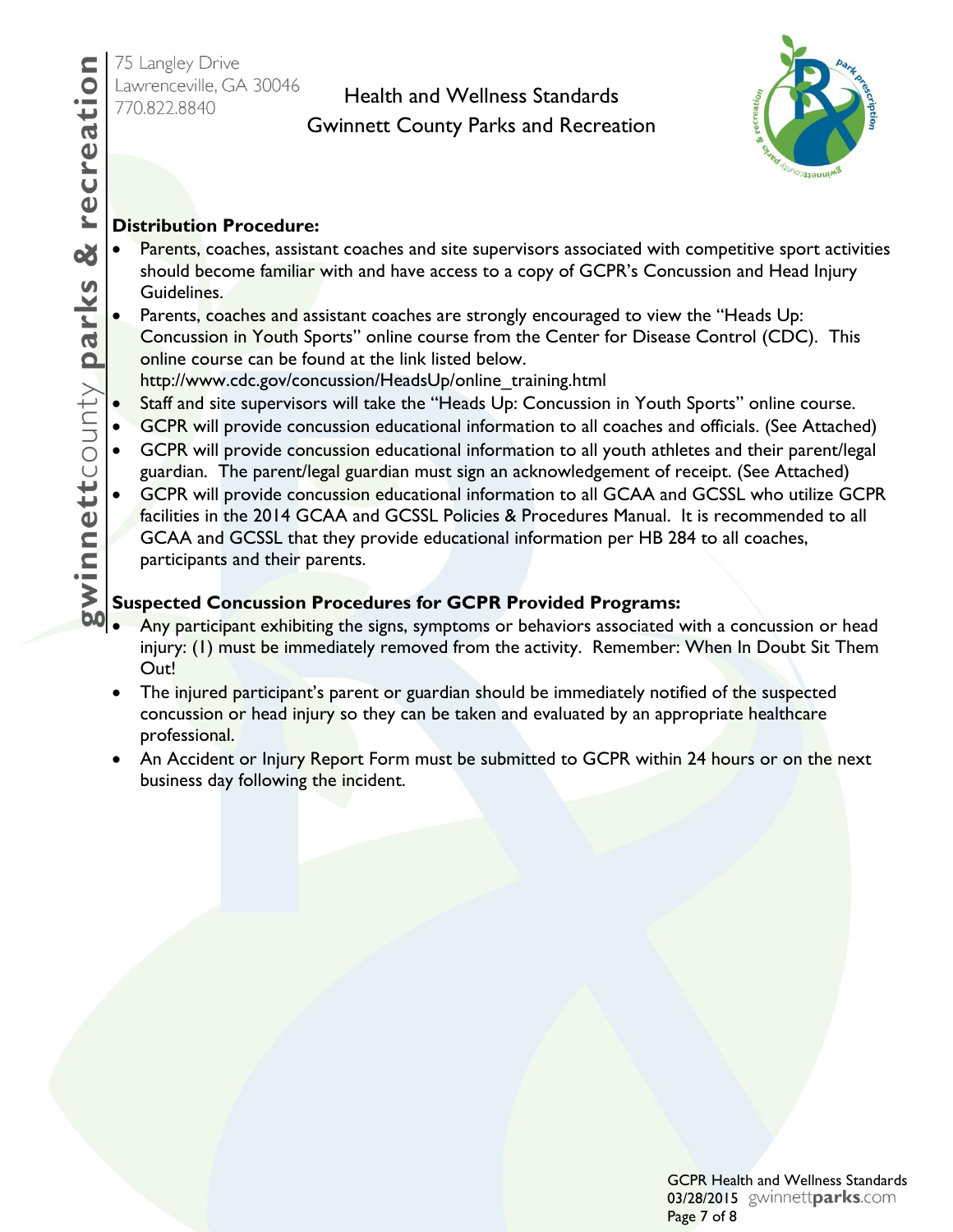**Distribution Procedure:**

- Parents, coaches, assistant coaches and site supervisors associated with competitive sport activities should become familiar with and have access to a copy of GCPR's Concussion and Head Injury Guidelines.
- Parents, coaches and assistant coaches are strongly encouraged to view the "Heads Up: Concussion in Youth Sports" online course from the Center for Disease Control (CDC). This online course can be found at the link listed below. http://www.cdc.gov/concussion/HeadsUp/online_training.html
- Staff and site supervisors will take the "Heads Up: Concussion in Youth Sports" online course.
- GCPR will provide concussion educational information to all coaches and officials. (See Attached)
- GCPR will provide concussion educational information to all youth athletes and their parent/legal guardian. The parent/legal guardian must sign an acknowledgement of receipt. (See Attached)
- GCPR will provide concussion educational information to all GCAA and GCSSL who utilize GCPR facilities in the 2014 GCAA and GCSSL Policies & Procedures Manual. It is recommended to all GCAA and GCSSL that they provide educational information per HB 284 to all coaches, participants and their parents.

**Suspected Concussion Procedures for GCPR Provided Programs:**

- Any participant exhibiting the signs, symptoms or behaviors associated with a concussion or head injury: (1) must be immediately removed from the activity. Remember: When In Doubt Sit Them Out!
- The injured participant's parent or guardian should be immediately notified of the suspected concussion or head injury so they can be taken and evaluated by an appropriate healthcare professional.
- An Accident or Injury Report Form must be submitted to GCPR within 24 hours or on the next business day following the incident.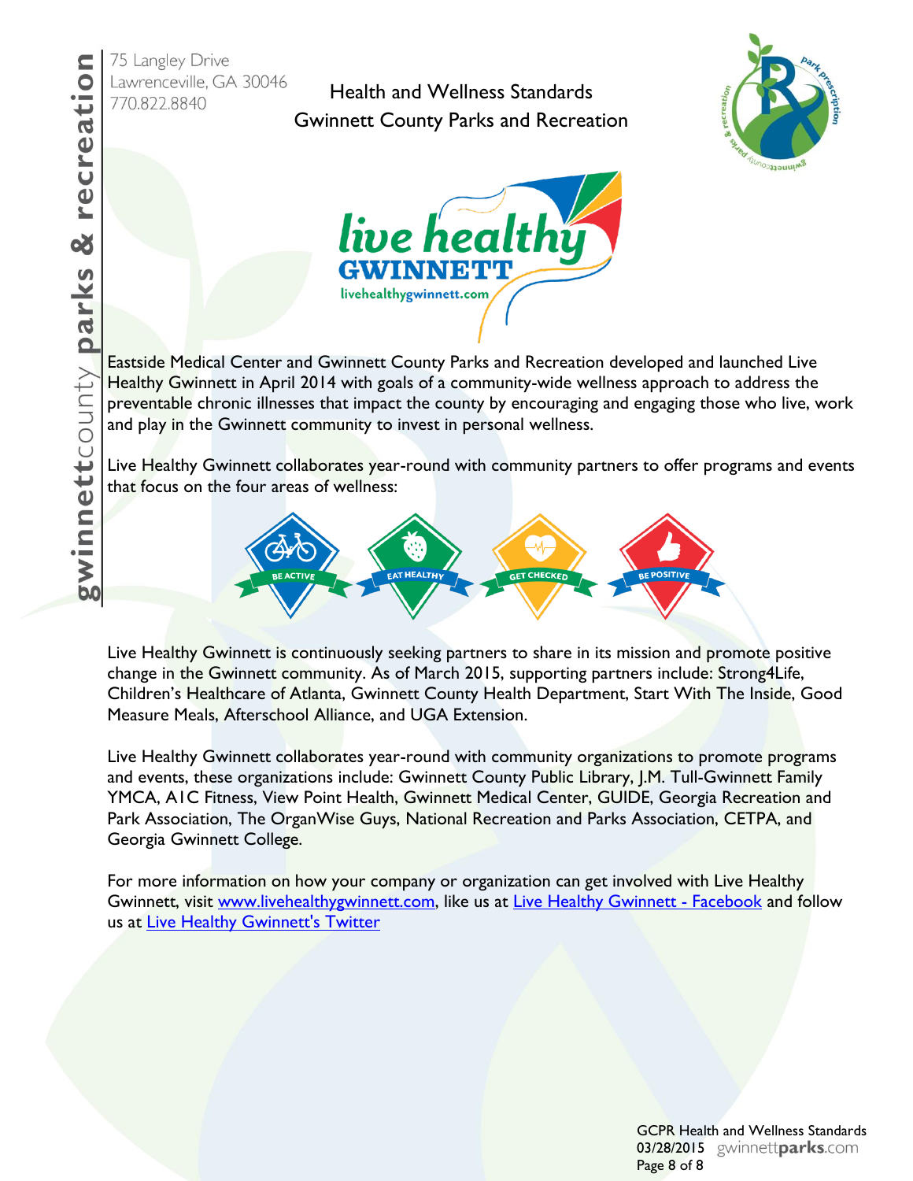75 Langley Drive
Lawrenceville, GA 30046
770.822.8840

# Health and Wellness Standards
## Gwinnett County Parks and Recreation

live healthy GWINNETT
livehealthygwinnett.com

Eastside Medical Center and Gwinnett County Parks and Recreation developed and launched Live Healthy Gwinnett in April 2014 with goals of a community-wide wellness approach to address the preventable chronic illnesses that impact the county by encouraging and engaging those who live, work and play in the Gwinnett community to invest in personal wellness.

Live Healthy Gwinnett collaborates year-round with community partners to offer programs and events that focus on the four areas of wellness:

BE ACTIVE
EAT HEALTHY
GET CHECKED
BE POSITIVE

Live Healthy Gwinnett is continuously seeking partners to share in its mission and promote positive change in the Gwinnett community. As of March 2015, supporting partners include: Strong4Life, Children's Healthcare of Atlanta, Gwinnett County Health Department, Start With The Inside, Good Measure Meals, Afterschool Alliance, and UGA Extension.

Live Healthy Gwinnett collaborates year-round with community organizations to promote programs and events, these organizations include: Gwinnett County Public Library, J.M. Tull-Gwinnett Family YMCA, A1C Fitness, View Point Health, Gwinnett Medical Center, GUIDE, Georgia Recreation and Park Association, The OrganWise Guys, National Recreation and Parks Association, CETPA, and Georgia Gwinnett College.

For more information on how your company or organization can get involved with Live Healthy Gwinnett, visit www.livehealthygwinnett.com, like us at Live Healthy Gwinnett - Facebook and follow us at Live Healthy Gwinnett's Twitter